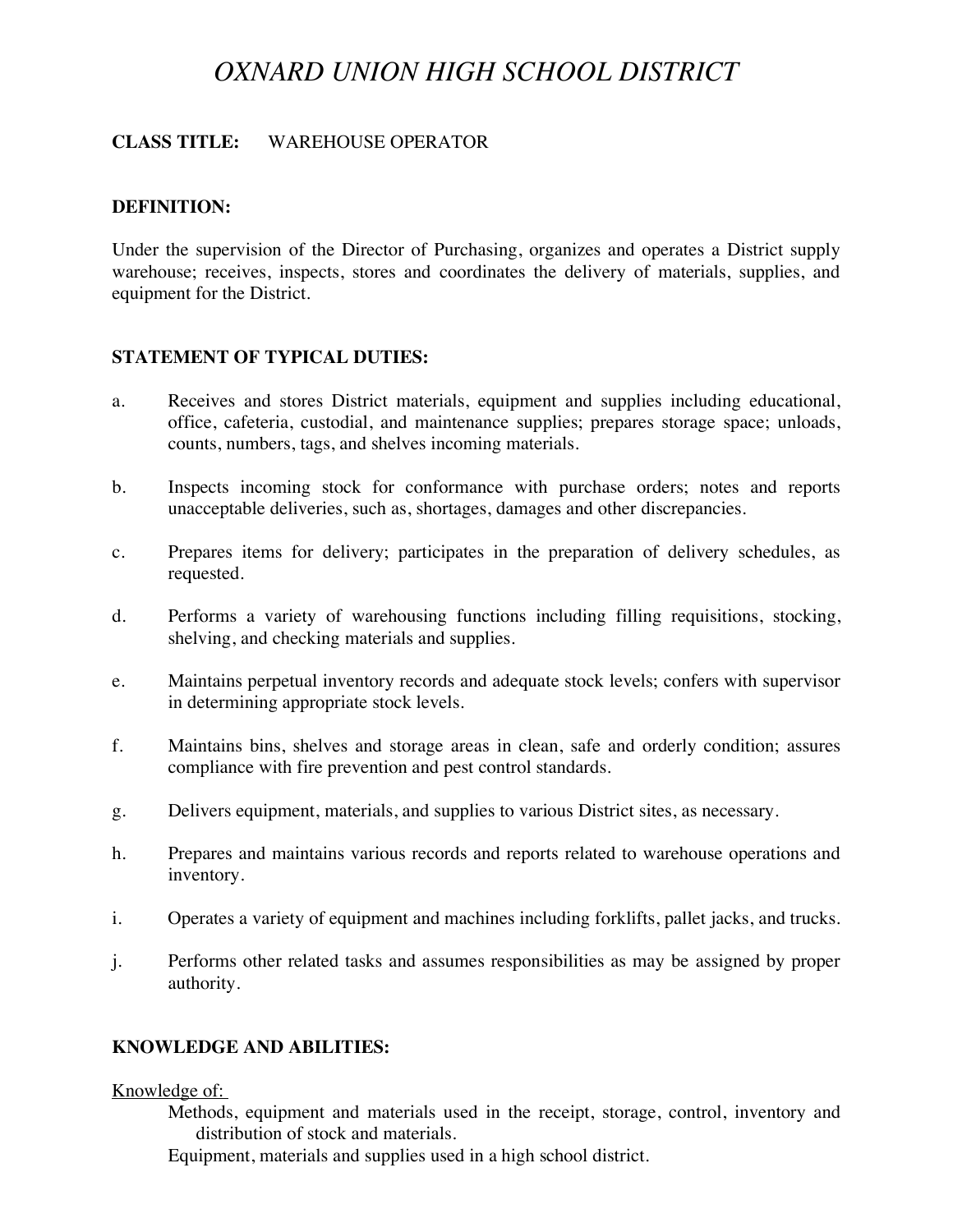# *OXNARD UNION HIGH SCHOOL DISTRICT*

**CLASS TITLE:** WAREHOUSE OPERATOR

**DEFINITION:**

Under the supervision of the Director of Purchasing, organizes and operates a District supply warehouse; receives, inspects, stores and coordinates the delivery of materials, supplies, and equipment for the District.

**STATEMENT OF TYPICAL DUTIES:**

a. Receives and stores District materials, equipment and supplies including educational, office, cafeteria, custodial, and maintenance supplies; prepares storage space; unloads, counts, numbers, tags, and shelves incoming materials.

b. Inspects incoming stock for conformance with purchase orders; notes and reports unacceptable deliveries, such as, shortages, damages and other discrepancies.

c. Prepares items for delivery; participates in the preparation of delivery schedules, as requested.

d. Performs a variety of warehousing functions including filling requisitions, stocking, shelving, and checking materials and supplies.

e. Maintains perpetual inventory records and adequate stock levels; confers with supervisor in determining appropriate stock levels.

f. Maintains bins, shelves and storage areas in clean, safe and orderly condition; assures compliance with fire prevention and pest control standards.

g. Delivers equipment, materials, and supplies to various District sites, as necessary.

h. Prepares and maintains various records and reports related to warehouse operations and inventory.

i. Operates a variety of equipment and machines including forklifts, pallet jacks, and trucks.

j. Performs other related tasks and assumes responsibilities as may be assigned by proper authority.

**KNOWLEDGE AND ABILITIES:**

Knowledge of:

- Methods, equipment and materials used in the receipt, storage, control, inventory and distribution of stock and materials.
- Equipment, materials and supplies used in a high school district.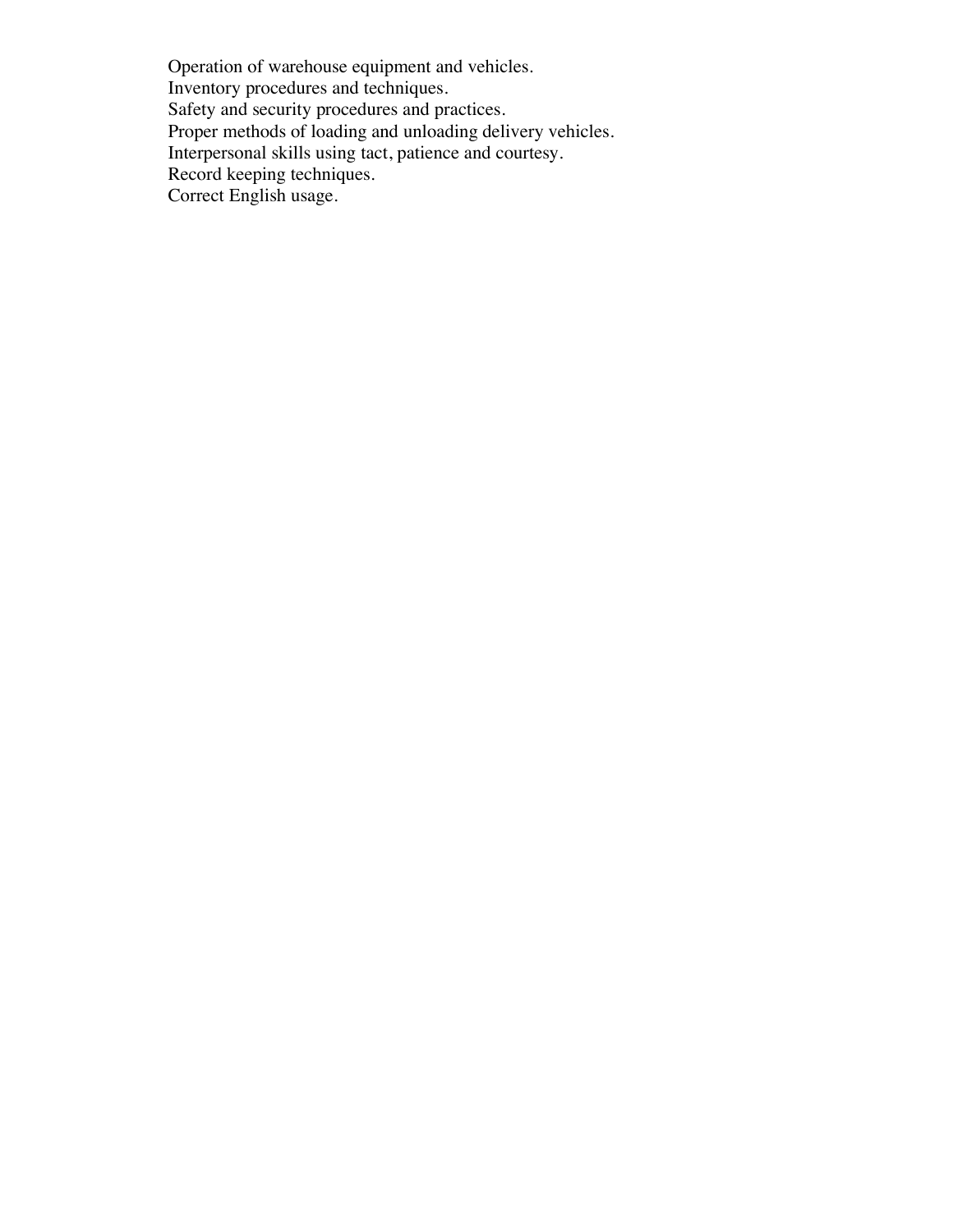Operation of warehouse equipment and vehicles.
Inventory procedures and techniques.
Safety and security procedures and practices.
Proper methods of loading and unloading delivery vehicles.
Interpersonal skills using tact, patience and courtesy.
Record keeping techniques.
Correct English usage.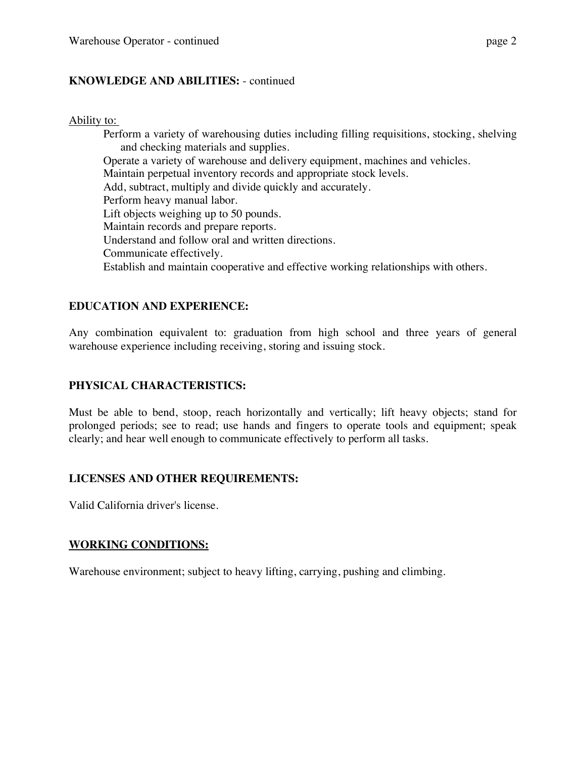## KNOWLEDGE AND ABILITIES: - continued

Ability to:

- Perform a variety of warehousing duties including filling requisitions, stocking, shelving and checking materials and supplies.
- Operate a variety of warehouse and delivery equipment, machines and vehicles.
- Maintain perpetual inventory records and appropriate stock levels.
- Add, subtract, multiply and divide quickly and accurately.
- Perform heavy manual labor.
- Lift objects weighing up to 50 pounds.
- Maintain records and prepare reports.
- Understand and follow oral and written directions.
- Communicate effectively.
- Establish and maintain cooperative and effective working relationships with others.

## EDUCATION AND EXPERIENCE:

Any combination equivalent to: graduation from high school and three years of general warehouse experience including receiving, storing and issuing stock.

## PHYSICAL CHARACTERISTICS:

Must be able to bend, stoop, reach horizontally and vertically; lift heavy objects; stand for prolonged periods; see to read; use hands and fingers to operate tools and equipment; speak clearly; and hear well enough to communicate effectively to perform all tasks.

## LICENSES AND OTHER REQUIREMENTS:

Valid California driver's license.

## WORKING CONDITIONS:

Warehouse environment; subject to heavy lifting, carrying, pushing and climbing.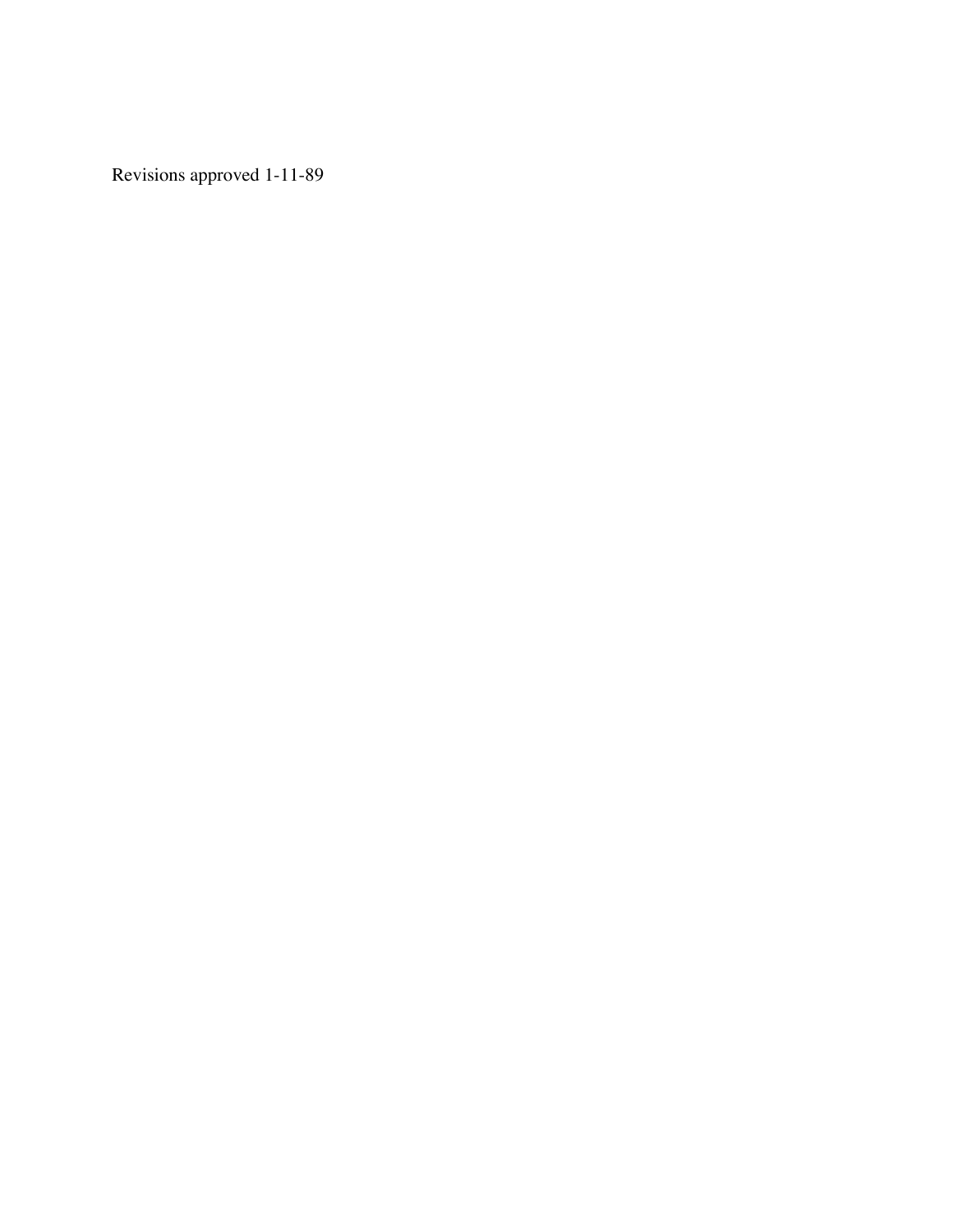Revisions approved 1-11-89